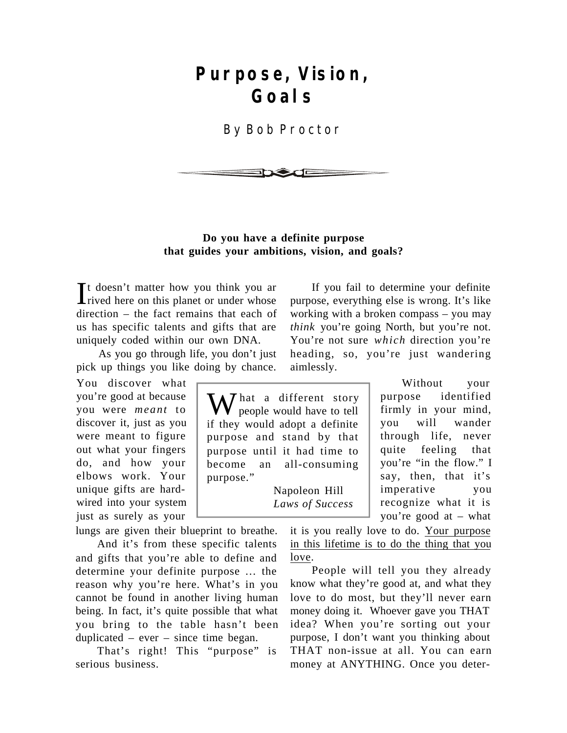# Purpose, Vision, Goals

By Bob Proctor

**Do you have a definite purpose that guides your ambitions, vision, and goals?**

It doesn't matter how you think you arrived here on this planet or under whose direction – the fact remains that each of us has specific talents and gifts that are uniquely coded within our own DNA.

As you go through life, you don't just pick up things you like doing by chance. You discover what you're good at because you were *meant* to discover it, just as you were meant to figure out what your fingers do, and how your elbows work. Your unique gifts are hard-wired into your system just as surely as your lungs are given their blueprint to breathe.

And it's from these specific talents and gifts that you're able to define and determine your definite purpose … the reason why you're here. What's in you cannot be found in another living human being. In fact, it's quite possible that what you bring to the table hasn't been duplicated – ever – since time began.

That's right! This "purpose" is serious business.

If you fail to determine your definite purpose, everything else is wrong. It's like working with a broken compass – you may *think* you're going North, but you're not. You're not sure *which* direction you're heading, so, you're just wandering aimlessly.

> "What a different story people would have to tell if they would adopt a definite purpose and stand by that purpose until it had time to become an all-consuming purpose."
>
> Napoleon Hill
> *Laws of Success*

Without your purpose identified firmly in your mind, you will wander through life, never quite feeling that you're "in the flow." I say, then, that it's imperative you recognize what it is you're good at – what it is you really love to do. <u>Your purpose in this lifetime is to do the thing that you love</u>.

People will tell you they already know what they're good at, and what they love to do most, but they'll never earn money doing it. Whoever gave you THAT idea? When you're sorting out your purpose, I don't want you thinking about THAT non-issue at all. You can earn money at ANYTHING. Once you deter-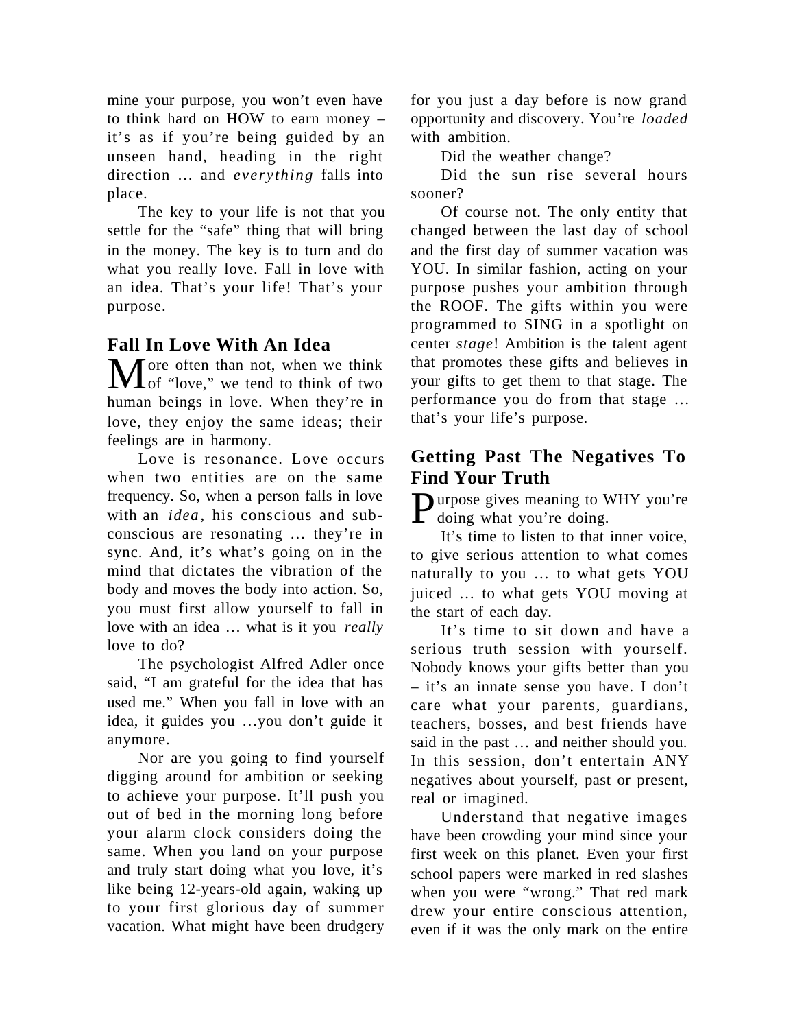mine your purpose, you won't even have to think hard on HOW to earn money – it's as if you're being guided by an unseen hand, heading in the right direction … and *everything* falls into place.

The key to your life is not that you settle for the "safe" thing that will bring in the money. The key is to turn and do what you really love. Fall in love with an idea. That's your life! That's your purpose.

## Fall In Love With An Idea

More often than not, when we think of "love," we tend to think of two human beings in love. When they're in love, they enjoy the same ideas; their feelings are in harmony.

Love is resonance. Love occurs when two entities are on the same frequency. So, when a person falls in love with an *idea*, his conscious and sub-conscious are resonating … they're in sync. And, it's what's going on in the mind that dictates the vibration of the body and moves the body into action. So, you must first allow yourself to fall in love with an idea … what is it you *really* love to do?

The psychologist Alfred Adler once said, "I am grateful for the idea that has used me." When you fall in love with an idea, it guides you …you don't guide it anymore.

Nor are you going to find yourself digging around for ambition or seeking to achieve your purpose. It'll push you out of bed in the morning long before your alarm clock considers doing the same. When you land on your purpose and truly start doing what you love, it's like being 12-years-old again, waking up to your first glorious day of summer vacation. What might have been drudgery for you just a day before is now grand opportunity and discovery. You're *loaded* with ambition.

Did the weather change?

Did the sun rise several hours sooner?

Of course not. The only entity that changed between the last day of school and the first day of summer vacation was YOU. In similar fashion, acting on your purpose pushes your ambition through the ROOF. The gifts within you were programmed to SING in a spotlight on center *stage*! Ambition is the talent agent that promotes these gifts and believes in your gifts to get them to that stage. The performance you do from that stage … that's your life's purpose.

## Getting Past The Negatives To Find Your Truth

Purpose gives meaning to WHY you're doing what you're doing.

It's time to listen to that inner voice, to give serious attention to what comes naturally to you … to what gets YOU juiced … to what gets YOU moving at the start of each day.

It's time to sit down and have a serious truth session with yourself. Nobody knows your gifts better than you – it's an innate sense you have. I don't care what your parents, guardians, teachers, bosses, and best friends have said in the past … and neither should you. In this session, don't entertain ANY negatives about yourself, past or present, real or imagined.

Understand that negative images have been crowding your mind since your first week on this planet. Even your first school papers were marked in red slashes when you were "wrong." That red mark drew your entire conscious attention, even if it was the only mark on the entire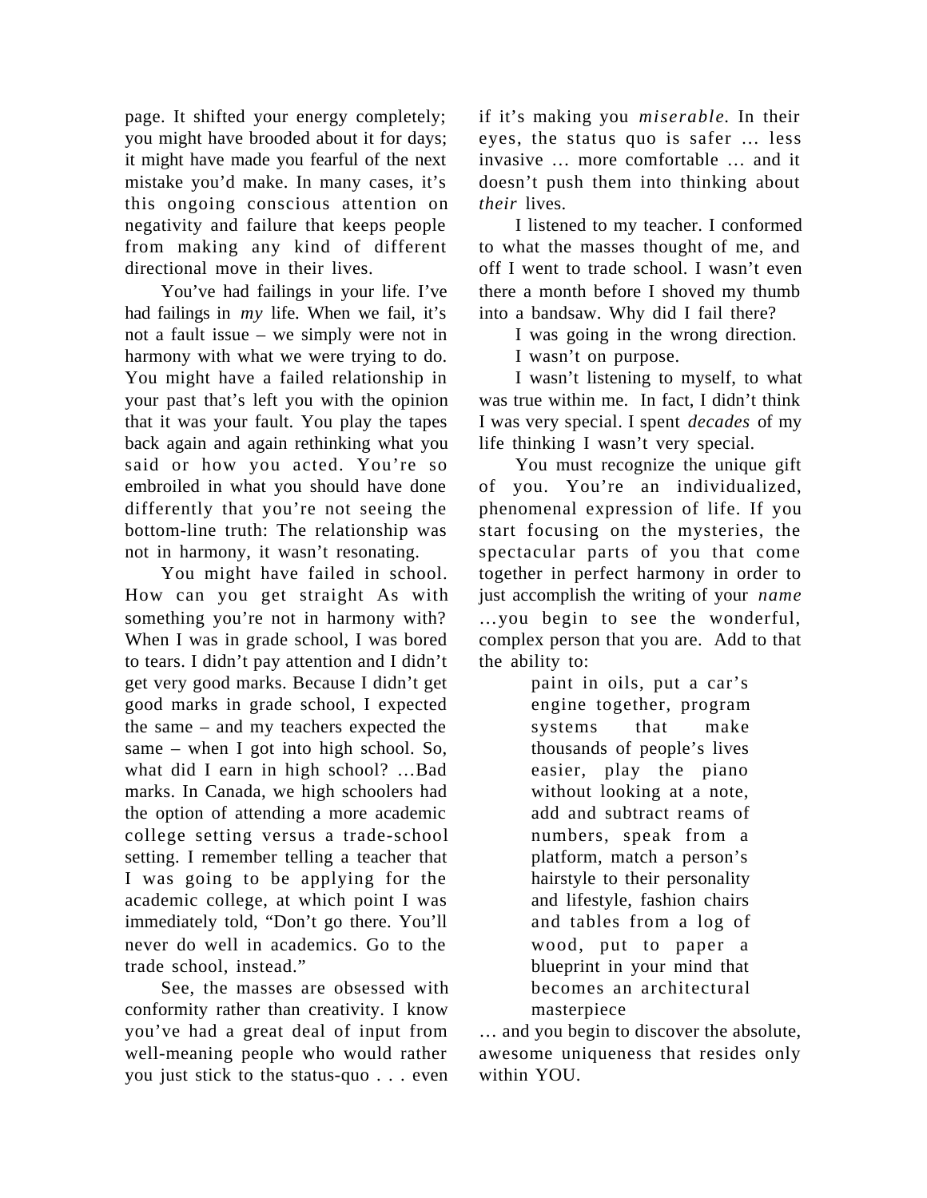page. It shifted your energy completely; you might have brooded about it for days; it might have made you fearful of the next mistake you'd make. In many cases, it's this ongoing conscious attention on negativity and failure that keeps people from making any kind of different directional move in their lives.

You've had failings in your life. I've had failings in *my* life. When we fail, it's not a fault issue – we simply were not in harmony with what we were trying to do. You might have a failed relationship in your past that's left you with the opinion that it was your fault. You play the tapes back again and again rethinking what you said or how you acted. You're so embroiled in what you should have done differently that you're not seeing the bottom-line truth: The relationship was not in harmony, it wasn't resonating.

You might have failed in school. How can you get straight As with something you're not in harmony with? When I was in grade school, I was bored to tears. I didn't pay attention and I didn't get very good marks. Because I didn't get good marks in grade school, I expected the same – and my teachers expected the same – when I got into high school. So, what did I earn in high school? …Bad marks. In Canada, we high schoolers had the option of attending a more academic college setting versus a trade-school setting. I remember telling a teacher that I was going to be applying for the academic college, at which point I was immediately told, "Don't go there. You'll never do well in academics. Go to the trade school, instead."

See, the masses are obsessed with conformity rather than creativity. I know you've had a great deal of input from well-meaning people who would rather you just stick to the status-quo . . . even if it's making you *miserable*. In their eyes, the status quo is safer … less invasive … more comfortable … and it doesn't push them into thinking about *their* lives.

I listened to my teacher. I conformed to what the masses thought of me, and off I went to trade school. I wasn't even there a month before I shoved my thumb into a bandsaw. Why did I fail there?

I was going in the wrong direction.

I wasn't on purpose.

I wasn't listening to myself, to what was true within me. In fact, I didn't think I was very special. I spent *decades* of my life thinking I wasn't very special.

You must recognize the unique gift of you. You're an individualized, phenomenal expression of life. If you start focusing on the mysteries, the spectacular parts of you that come together in perfect harmony in order to just accomplish the writing of your *name* …you begin to see the wonderful, complex person that you are. Add to that the ability to:

> paint in oils, put a car's engine together, program systems that make thousands of people's lives easier, play the piano without looking at a note, add and subtract reams of numbers, speak from a platform, match a person's hairstyle to their personality and lifestyle, fashion chairs and tables from a log of wood, put to paper a blueprint in your mind that becomes an architectural masterpiece

… and you begin to discover the absolute, awesome uniqueness that resides only within YOU.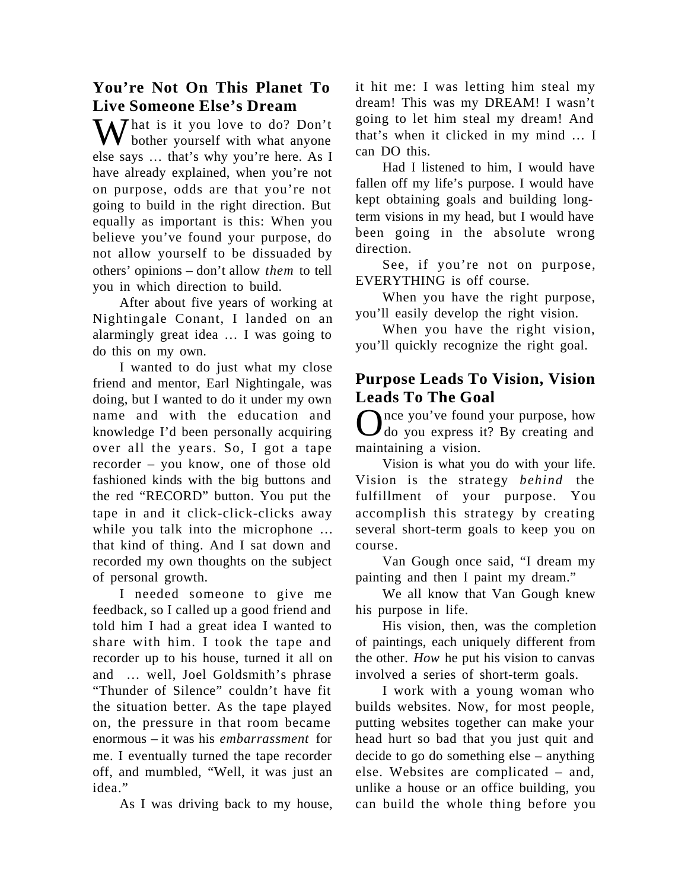## You're Not On This Planet To Live Someone Else's Dream

What is it you love to do? Don't bother yourself with what anyone else says … that's why you're here. As I have already explained, when you're not on purpose, odds are that you're not going to build in the right direction. But equally as important is this: When you believe you've found your purpose, do not allow yourself to be dissuaded by others' opinions – don't allow *them* to tell you in which direction to build.

After about five years of working at Nightingale Conant, I landed on an alarmingly great idea … I was going to do this on my own.

I wanted to do just what my close friend and mentor, Earl Nightingale, was doing, but I wanted to do it under my own name and with the education and knowledge I'd been personally acquiring over all the years. So, I got a tape recorder – you know, one of those old fashioned kinds with the big buttons and the red "RECORD" button. You put the tape in and it click-click-clicks away while you talk into the microphone … that kind of thing. And I sat down and recorded my own thoughts on the subject of personal growth.

I needed someone to give me feedback, so I called up a good friend and told him I had a great idea I wanted to share with him. I took the tape and recorder up to his house, turned it all on and … well, Joel Goldsmith's phrase "Thunder of Silence" couldn't have fit the situation better. As the tape played on, the pressure in that room became enormous – it was his *embarrassment* for me. I eventually turned the tape recorder off, and mumbled, "Well, it was just an idea."

As I was driving back to my house, it hit me: I was letting him steal my dream! This was my DREAM! I wasn't going to let him steal my dream! And that's when it clicked in my mind … I can DO this.

Had I listened to him, I would have fallen off my life's purpose. I would have kept obtaining goals and building long-term visions in my head, but I would have been going in the absolute wrong direction.

See, if you're not on purpose, EVERYTHING is off course.

When you have the right purpose, you'll easily develop the right vision.

When you have the right vision, you'll quickly recognize the right goal.

## Purpose Leads To Vision, Vision Leads To The Goal

Once you've found your purpose, how do you express it? By creating and maintaining a vision.

Vision is what you do with your life. Vision is the strategy *behind* the fulfillment of your purpose. You accomplish this strategy by creating several short-term goals to keep you on course.

Van Gough once said, "I dream my painting and then I paint my dream."

We all know that Van Gough knew his purpose in life.

His vision, then, was the completion of paintings, each uniquely different from the other. *How* he put his vision to canvas involved a series of short-term goals.

I work with a young woman who builds websites. Now, for most people, putting websites together can make your head hurt so bad that you just quit and decide to go do something else – anything else. Websites are complicated – and, unlike a house or an office building, you can build the whole thing before you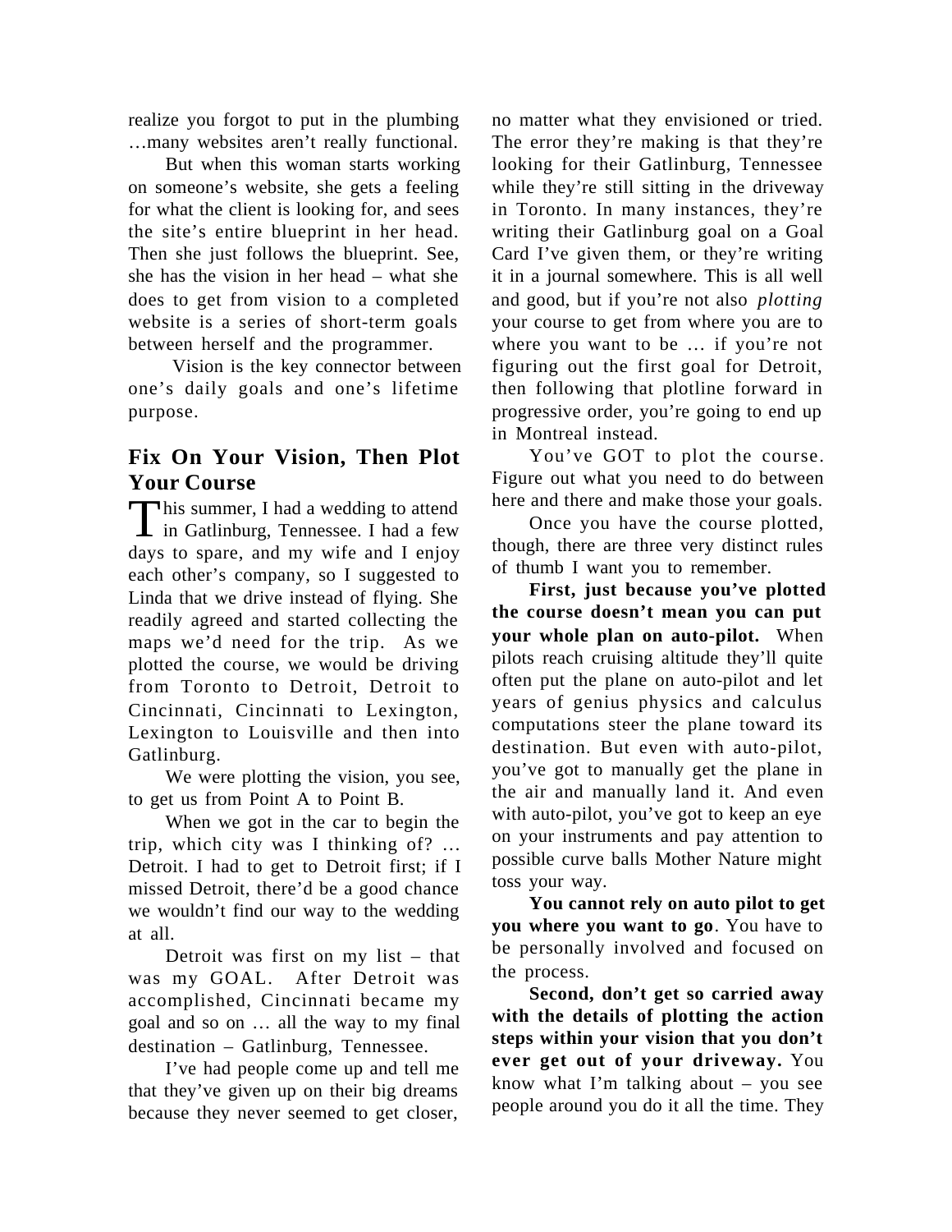realize you forgot to put in the plumbing …many websites aren't really functional.

But when this woman starts working on someone's website, she gets a feeling for what the client is looking for, and sees the site's entire blueprint in her head. Then she just follows the blueprint. See, she has the vision in her head – what she does to get from vision to a completed website is a series of short-term goals between herself and the programmer.

Vision is the key connector between one's daily goals and one's lifetime purpose.

## Fix On Your Vision, Then Plot Your Course

This summer, I had a wedding to attend in Gatlinburg, Tennessee. I had a few days to spare, and my wife and I enjoy each other's company, so I suggested to Linda that we drive instead of flying. She readily agreed and started collecting the maps we'd need for the trip. As we plotted the course, we would be driving from Toronto to Detroit, Detroit to Cincinnati, Cincinnati to Lexington, Lexington to Louisville and then into Gatlinburg.

We were plotting the vision, you see, to get us from Point A to Point B.

When we got in the car to begin the trip, which city was I thinking of? … Detroit. I had to get to Detroit first; if I missed Detroit, there'd be a good chance we wouldn't find our way to the wedding at all.

Detroit was first on my list – that was my GOAL. After Detroit was accomplished, Cincinnati became my goal and so on … all the way to my final destination – Gatlinburg, Tennessee.

I've had people come up and tell me that they've given up on their big dreams because they never seemed to get closer, no matter what they envisioned or tried. The error they're making is that they're looking for their Gatlinburg, Tennessee while they're still sitting in the driveway in Toronto. In many instances, they're writing their Gatlinburg goal on a Goal Card I've given them, or they're writing it in a journal somewhere. This is all well and good, but if you're not also *plotting* your course to get from where you are to where you want to be … if you're not figuring out the first goal for Detroit, then following that plotline forward in progressive order, you're going to end up in Montreal instead.

You've GOT to plot the course. Figure out what you need to do between here and there and make those your goals.

Once you have the course plotted, though, there are three very distinct rules of thumb I want you to remember.

**First, just because you've plotted the course doesn't mean you can put your whole plan on auto-pilot.** When pilots reach cruising altitude they'll quite often put the plane on auto-pilot and let years of genius physics and calculus computations steer the plane toward its destination. But even with auto-pilot, you've got to manually get the plane in the air and manually land it. And even with auto-pilot, you've got to keep an eye on your instruments and pay attention to possible curve balls Mother Nature might toss your way.

**You cannot rely on auto pilot to get you where you want to go**. You have to be personally involved and focused on the process.

**Second, don't get so carried away with the details of plotting the action steps within your vision that you don't ever get out of your driveway.** You know what I'm talking about – you see people around you do it all the time. They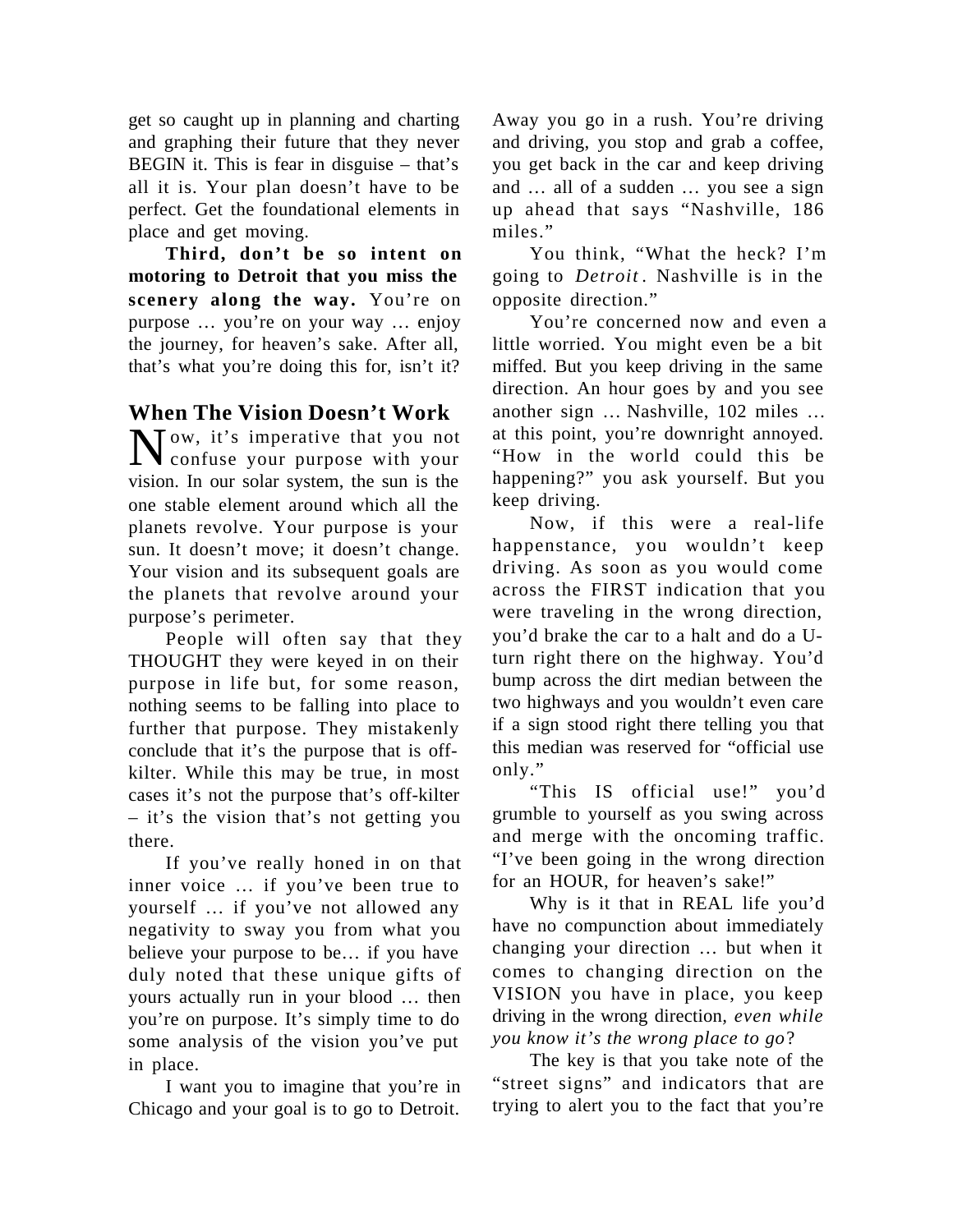get so caught up in planning and charting and graphing their future that they never BEGIN it. This is fear in disguise – that's all it is. Your plan doesn't have to be perfect. Get the foundational elements in place and get moving.

**Third, don't be so intent on motoring to Detroit that you miss the scenery along the way.** You're on purpose … you're on your way … enjoy the journey, for heaven's sake. After all, that's what you're doing this for, isn't it?

## When The Vision Doesn't Work

Now, it's imperative that you not confuse your purpose with your vision. In our solar system, the sun is the one stable element around which all the planets revolve. Your purpose is your sun. It doesn't move; it doesn't change. Your vision and its subsequent goals are the planets that revolve around your purpose's perimeter.

People will often say that they THOUGHT they were keyed in on their purpose in life but, for some reason, nothing seems to be falling into place to further that purpose. They mistakenly conclude that it's the purpose that is off-kilter. While this may be true, in most cases it's not the purpose that's off-kilter – it's the vision that's not getting you there.

If you've really honed in on that inner voice … if you've been true to yourself … if you've not allowed any negativity to sway you from what you believe your purpose to be… if you have duly noted that these unique gifts of yours actually run in your blood … then you're on purpose. It's simply time to do some analysis of the vision you've put in place.

I want you to imagine that you're in Chicago and your goal is to go to Detroit. Away you go in a rush. You're driving and driving, you stop and grab a coffee, you get back in the car and keep driving and … all of a sudden … you see a sign up ahead that says "Nashville, 186 miles."

You think, "What the heck? I'm going to *Detroit*. Nashville is in the opposite direction."

You're concerned now and even a little worried. You might even be a bit miffed. But you keep driving in the same direction. An hour goes by and you see another sign … Nashville, 102 miles … at this point, you're downright annoyed. "How in the world could this be happening?" you ask yourself. But you keep driving.

Now, if this were a real-life happenstance, you wouldn't keep driving. As soon as you would come across the FIRST indication that you were traveling in the wrong direction, you'd brake the car to a halt and do a U-turn right there on the highway. You'd bump across the dirt median between the two highways and you wouldn't even care if a sign stood right there telling you that this median was reserved for "official use only."

"This IS official use!" you'd grumble to yourself as you swing across and merge with the oncoming traffic. "I've been going in the wrong direction for an HOUR, for heaven's sake!"

Why is it that in REAL life you'd have no compunction about immediately changing your direction … but when it comes to changing direction on the VISION you have in place, you keep driving in the wrong direction, *even while you know it's the wrong place to go*?

The key is that you take note of the "street signs" and indicators that are trying to alert you to the fact that you're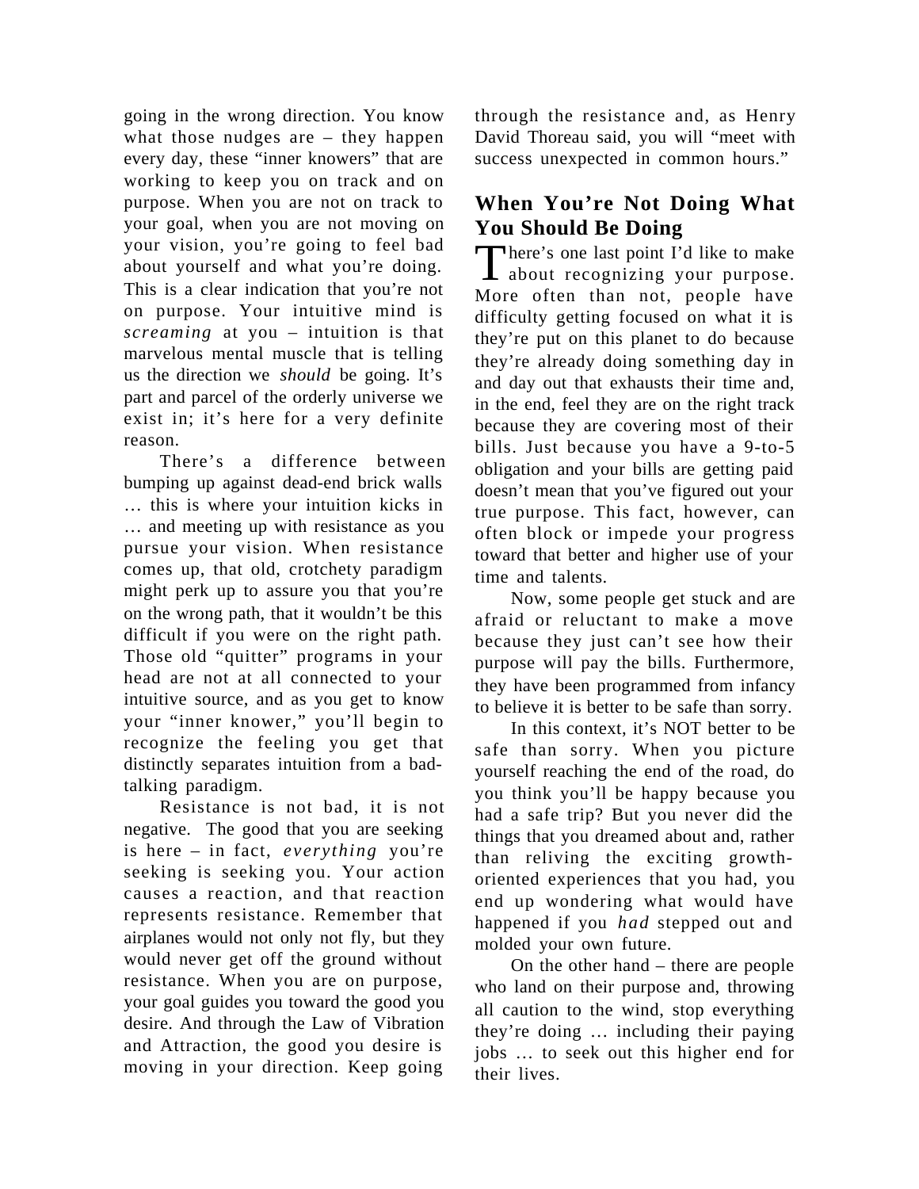going in the wrong direction. You know what those nudges are – they happen every day, these "inner knowers" that are working to keep you on track and on purpose. When you are not on track to your goal, when you are not moving on your vision, you're going to feel bad about yourself and what you're doing. This is a clear indication that you're not on purpose. Your intuitive mind is *screaming* at you – intuition is that marvelous mental muscle that is telling us the direction we *should* be going. It's part and parcel of the orderly universe we exist in; it's here for a very definite reason.

There's a difference between bumping up against dead-end brick walls … this is where your intuition kicks in … and meeting up with resistance as you pursue your vision. When resistance comes up, that old, crotchety paradigm might perk up to assure you that you're on the wrong path, that it wouldn't be this difficult if you were on the right path. Those old "quitter" programs in your head are not at all connected to your intuitive source, and as you get to know your "inner knower," you'll begin to recognize the feeling you get that distinctly separates intuition from a bad-talking paradigm.

Resistance is not bad, it is not negative. The good that you are seeking is here – in fact, *everything* you're seeking is seeking you. Your action causes a reaction, and that reaction represents resistance. Remember that airplanes would not only not fly, but they would never get off the ground without resistance. When you are on purpose, your goal guides you toward the good you desire. And through the Law of Vibration and Attraction, the good you desire is moving in your direction. Keep going through the resistance and, as Henry David Thoreau said, you will "meet with success unexpected in common hours."

## When You're Not Doing What You Should Be Doing

There's one last point I'd like to make about recognizing your purpose. More often than not, people have difficulty getting focused on what it is they're put on this planet to do because they're already doing something day in and day out that exhausts their time and, in the end, feel they are on the right track because they are covering most of their bills. Just because you have a 9-to-5 obligation and your bills are getting paid doesn't mean that you've figured out your true purpose. This fact, however, can often block or impede your progress toward that better and higher use of your time and talents.

Now, some people get stuck and are afraid or reluctant to make a move because they just can't see how their purpose will pay the bills. Furthermore, they have been programmed from infancy to believe it is better to be safe than sorry.

In this context, it's NOT better to be safe than sorry. When you picture yourself reaching the end of the road, do you think you'll be happy because you had a safe trip? But you never did the things that you dreamed about and, rather than reliving the exciting growth-oriented experiences that you had, you end up wondering what would have happened if you *had* stepped out and molded your own future.

On the other hand – there are people who land on their purpose and, throwing all caution to the wind, stop everything they're doing … including their paying jobs … to seek out this higher end for their lives.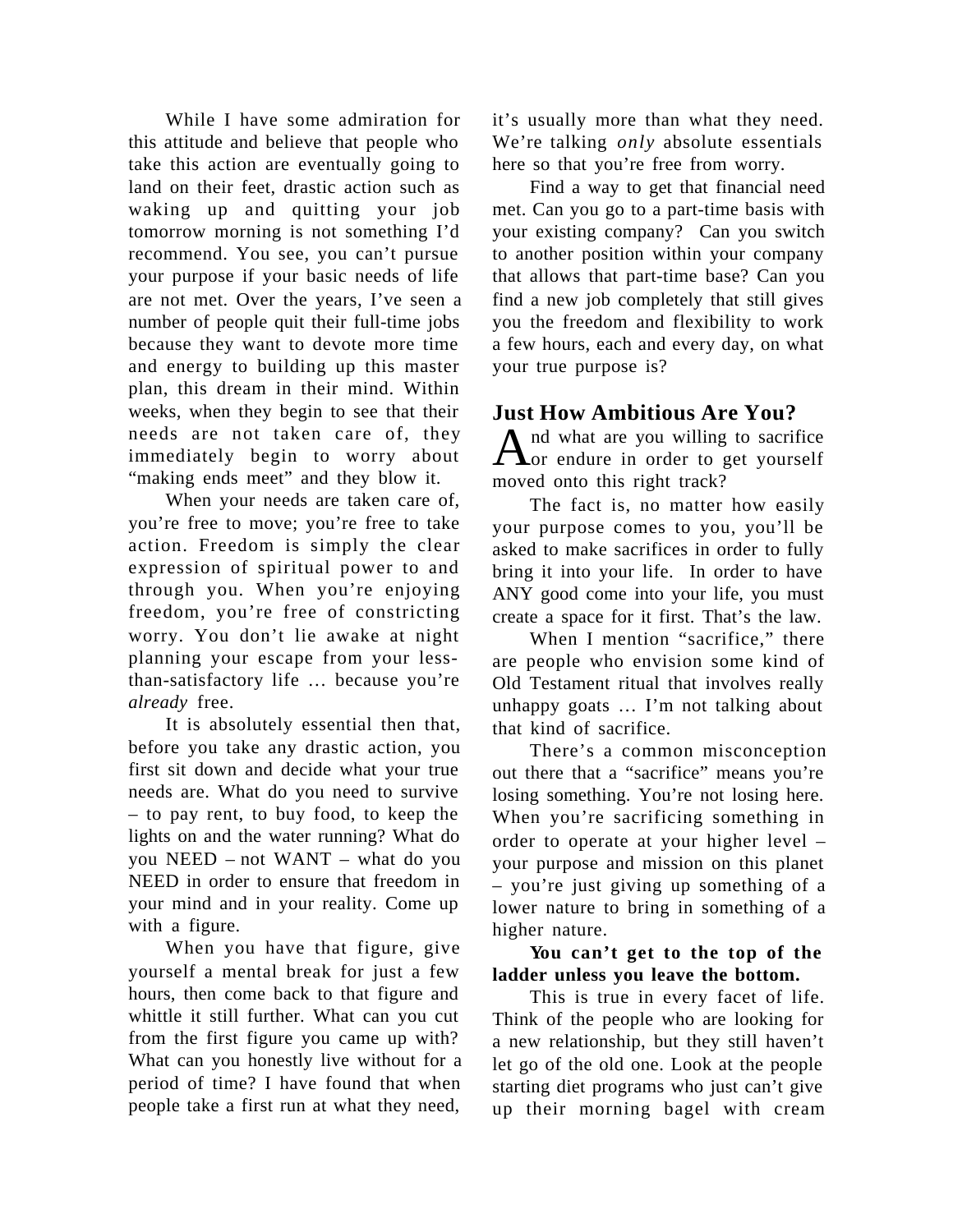While I have some admiration for this attitude and believe that people who take this action are eventually going to land on their feet, drastic action such as waking up and quitting your job tomorrow morning is not something I'd recommend. You see, you can't pursue your purpose if your basic needs of life are not met. Over the years, I've seen a number of people quit their full-time jobs because they want to devote more time and energy to building up this master plan, this dream in their mind. Within weeks, when they begin to see that their needs are not taken care of, they immediately begin to worry about "making ends meet" and they blow it.

When your needs are taken care of, you're free to move; you're free to take action. Freedom is simply the clear expression of spiritual power to and through you. When you're enjoying freedom, you're free of constricting worry. You don't lie awake at night planning your escape from your less-than-satisfactory life … because you're *already* free.

It is absolutely essential then that, before you take any drastic action, you first sit down and decide what your true needs are. What do you need to survive – to pay rent, to buy food, to keep the lights on and the water running? What do you NEED – not WANT – what do you NEED in order to ensure that freedom in your mind and in your reality. Come up with a figure.

When you have that figure, give yourself a mental break for just a few hours, then come back to that figure and whittle it still further. What can you cut from the first figure you came up with? What can you honestly live without for a period of time? I have found that when people take a first run at what they need, it's usually more than what they need. We're talking *only* absolute essentials here so that you're free from worry.

Find a way to get that financial need met. Can you go to a part-time basis with your existing company? Can you switch to another position within your company that allows that part-time base? Can you find a new job completely that still gives you the freedom and flexibility to work a few hours, each and every day, on what your true purpose is?

## Just How Ambitious Are You?

And what are you willing to sacrifice or endure in order to get yourself moved onto this right track?

The fact is, no matter how easily your purpose comes to you, you'll be asked to make sacrifices in order to fully bring it into your life. In order to have ANY good come into your life, you must create a space for it first. That's the law.

When I mention "sacrifice," there are people who envision some kind of Old Testament ritual that involves really unhappy goats … I'm not talking about that kind of sacrifice.

There's a common misconception out there that a "sacrifice" means you're losing something. You're not losing here. When you're sacrificing something in order to operate at your higher level – your purpose and mission on this planet – you're just giving up something of a lower nature to bring in something of a higher nature.

**You can't get to the top of the ladder unless you leave the bottom.**

This is true in every facet of life. Think of the people who are looking for a new relationship, but they still haven't let go of the old one. Look at the people starting diet programs who just can't give up their morning bagel with cream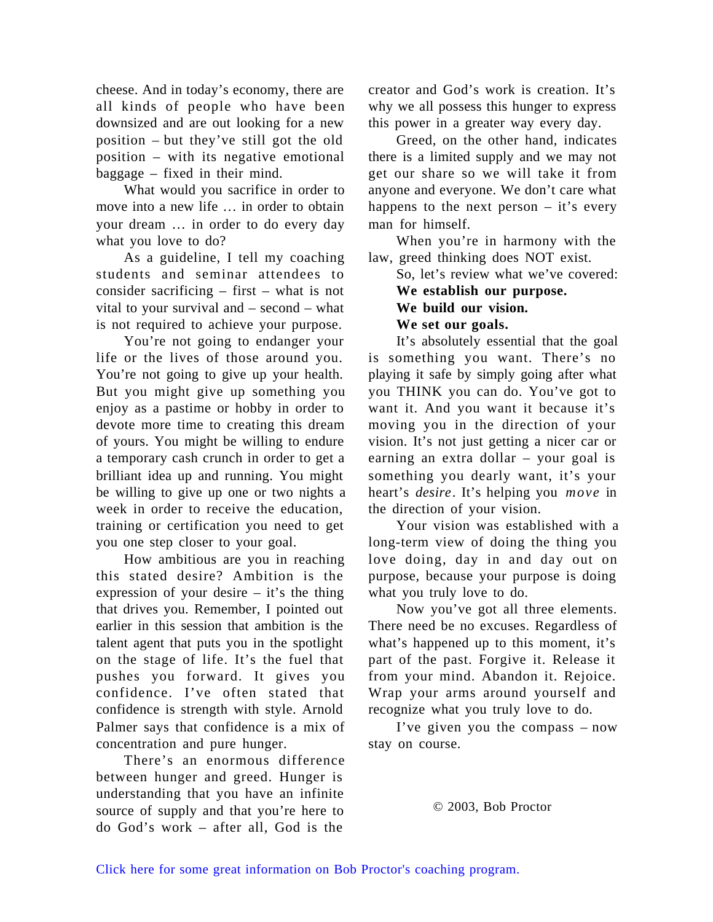cheese. And in today's economy, there are all kinds of people who have been downsized and are out looking for a new position – but they've still got the old position – with its negative emotional baggage – fixed in their mind.

What would you sacrifice in order to move into a new life … in order to obtain your dream … in order to do every day what you love to do?

As a guideline, I tell my coaching students and seminar attendees to consider sacrificing – first – what is not vital to your survival and – second – what is not required to achieve your purpose.

You're not going to endanger your life or the lives of those around you. You're not going to give up your health. But you might give up something you enjoy as a pastime or hobby in order to devote more time to creating this dream of yours. You might be willing to endure a temporary cash crunch in order to get a brilliant idea up and running. You might be willing to give up one or two nights a week in order to receive the education, training or certification you need to get you one step closer to your goal.

How ambitious are you in reaching this stated desire? Ambition is the expression of your desire – it's the thing that drives you. Remember, I pointed out earlier in this session that ambition is the talent agent that puts you in the spotlight on the stage of life. It's the fuel that pushes you forward. It gives you confidence. I've often stated that confidence is strength with style. Arnold Palmer says that confidence is a mix of concentration and pure hunger.

There's an enormous difference between hunger and greed. Hunger is understanding that you have an infinite source of supply and that you're here to do God's work – after all, God is the creator and God's work is creation. It's why we all possess this hunger to express this power in a greater way every day.

Greed, on the other hand, indicates there is a limited supply and we may not get our share so we will take it from anyone and everyone. We don't care what happens to the next person – it's every man for himself.

When you're in harmony with the law, greed thinking does NOT exist.

So, let's review what we've covered:

**We establish our purpose.**

**We build our vision.**

**We set our goals.**

It's absolutely essential that the goal is something you want. There's no playing it safe by simply going after what you THINK you can do. You've got to want it. And you want it because it's moving you in the direction of your vision. It's not just getting a nicer car or earning an extra dollar – your goal is something you dearly want, it's your heart's *desire*. It's helping you *move* in the direction of your vision.

Your vision was established with a long-term view of doing the thing you love doing, day in and day out on purpose, because your purpose is doing what you truly love to do.

Now you've got all three elements. There need be no excuses. Regardless of what's happened up to this moment, it's part of the past. Forgive it. Release it from your mind. Abandon it. Rejoice. Wrap your arms around yourself and recognize what you truly love to do.

I've given you the compass – now stay on course.

© 2003, Bob Proctor

Click here for some great information on Bob Proctor's coaching program.